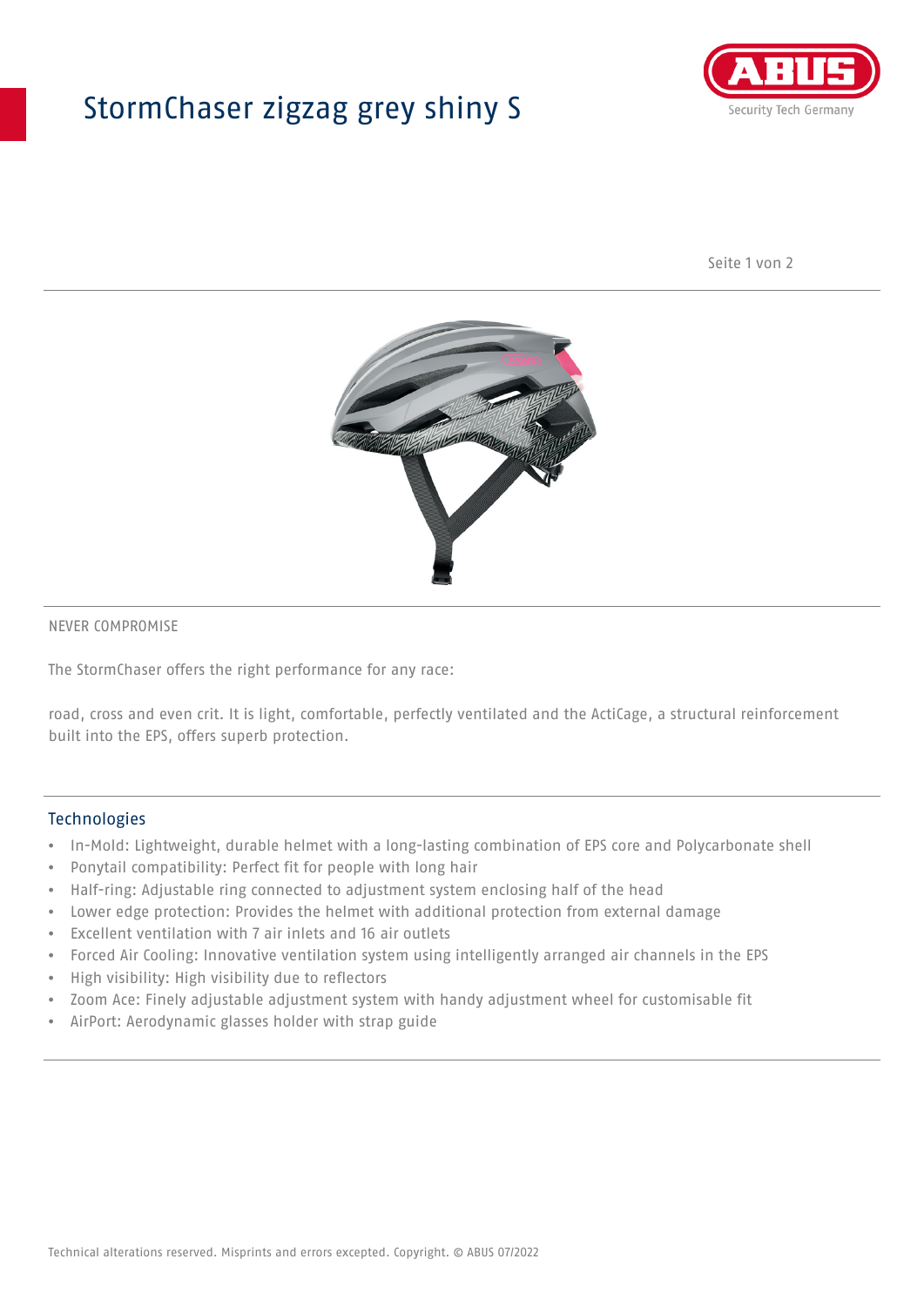# StormChaser zigzag grey shiny S

NEVER COMPROMISE

The StormChaser offers the right performance for any race:

road, cross and even crit. It is light, comfortable, perfectly ventilated and the ActiCage, a structural reinforcement built into the EPS, offers superb protection.

## Technologies

- In-Mold: Lightweight, durable helmet with a long-lasting combination of EPS core and Polycarbonate shell
- Ponytail compatibility: Perfect fit for people with long hair
- Half-ring: Adjustable ring connected to adjustment system enclosing half of the head
- Lower edge protection: Provides the helmet with additional protection from external damage
- Excellent ventilation with 7 air inlets and 16 air outlets
- Forced Air Cooling: Innovative ventilation system using intelligently arranged air channels in the EPS
- High visibility: High visibility due to reflectors
- Zoom Ace: Finely adjustable adjustment system with handy adjustment wheel for customisable fit
- AirPort: Aerodynamic glasses holder with strap guide

Technical alterations reserved. Misprints and errors excepted. Copyright. © ABUS 07/2022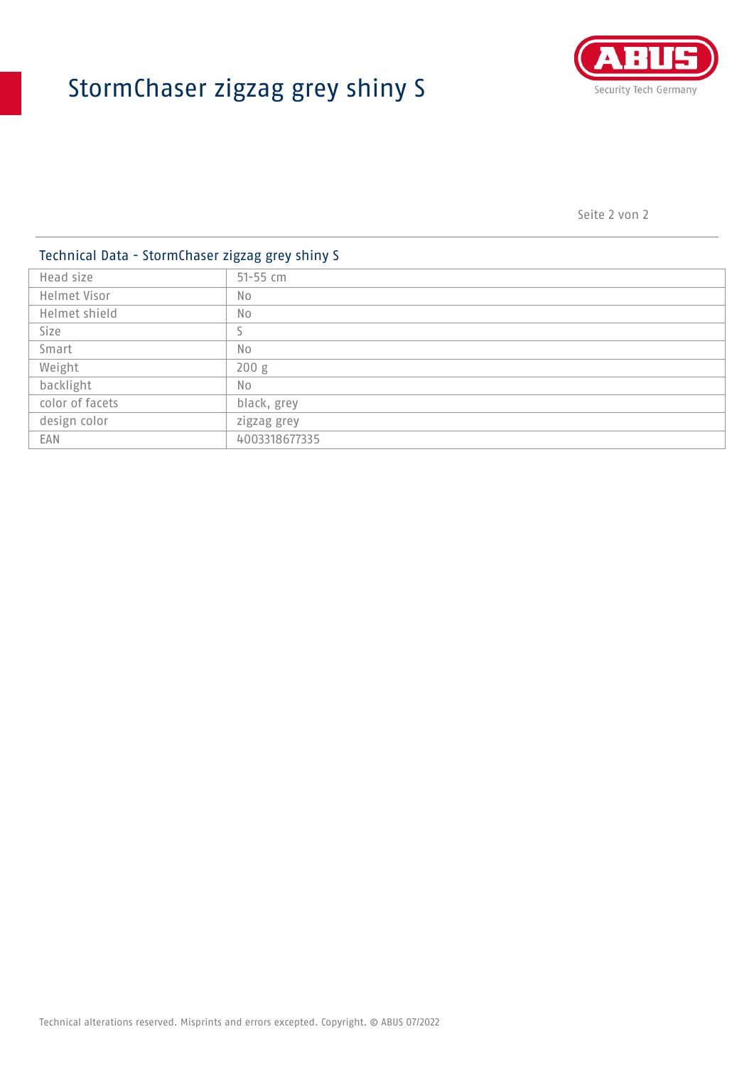# StormChaser zigzag grey shiny S

## Technical Data - StormChaser zigzag grey shiny S

| | |
|---|---|
| Head size | 51-55 cm |
| Helmet Visor | No |
| Helmet shield | No |
| Size | S |
| Smart | No |
| Weight | 200 g |
| backlight | No |
| color of facets | black, grey |
| design color | zigzag grey |
| EAN | 4003318677335 |

Technical alterations reserved. Misprints and errors excepted. Copyright. © ABUS 07/2022